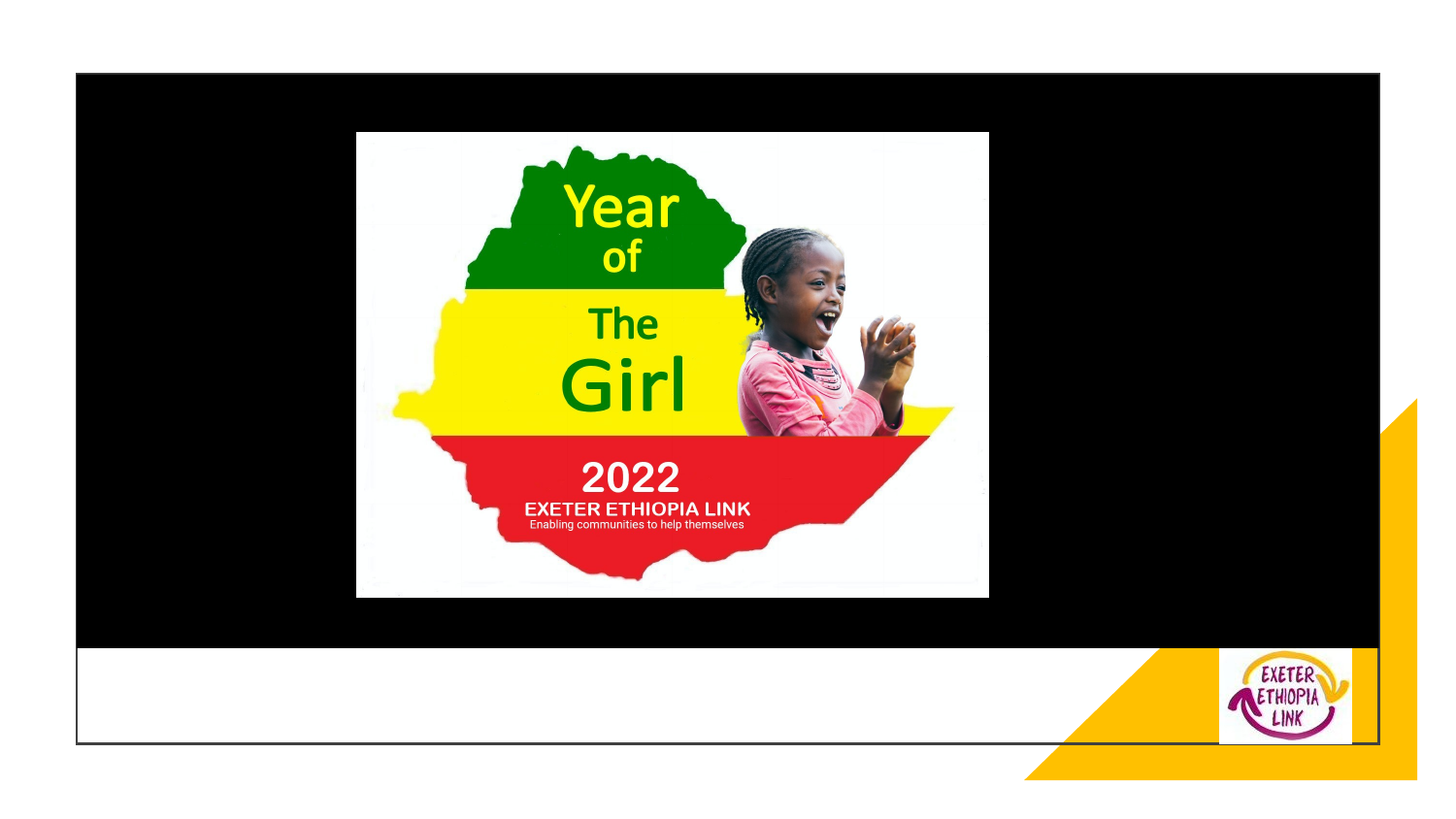# Year of The Girl

## 2022

**EXETER ETHIOPIA LINK**

Enabling communities to help themselves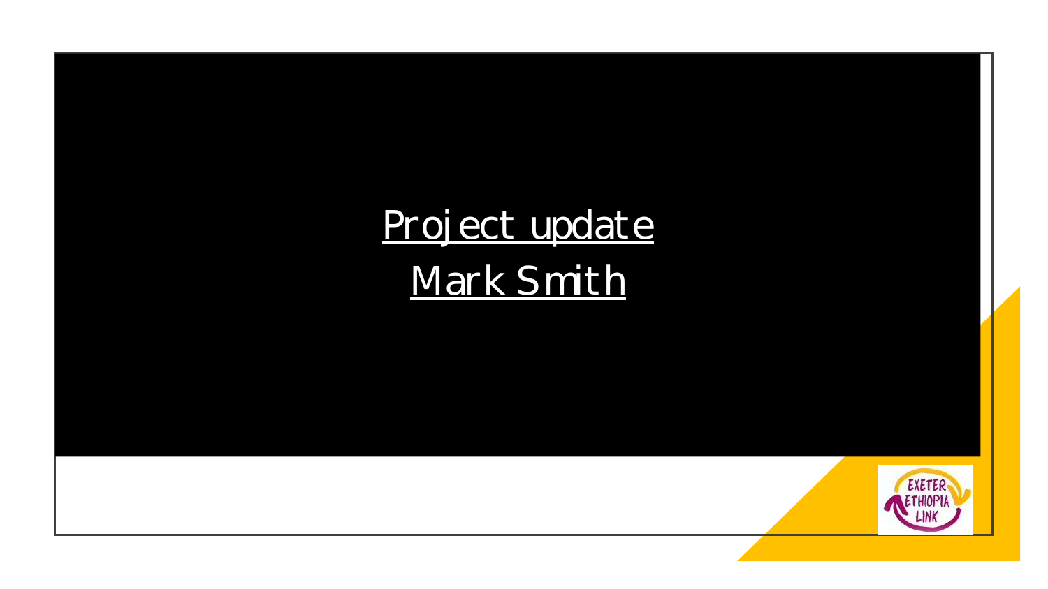# Project update

## Mark Smith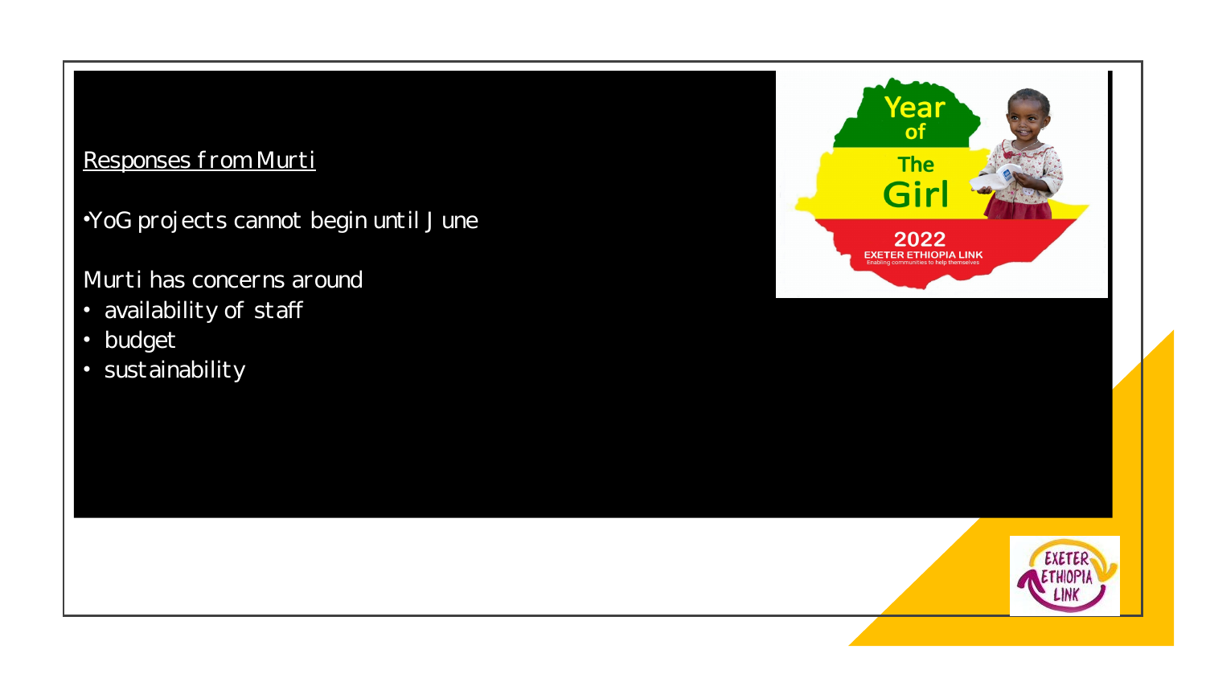Responses from Murti

- YoG projects cannot begin until June

Murti has concerns around

- availability of staff
- budget
- sustainability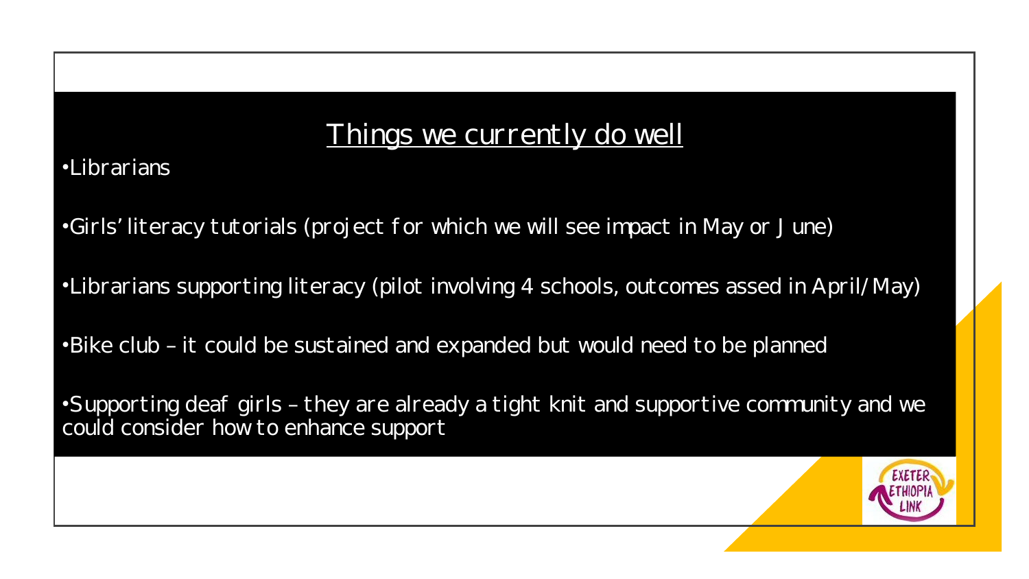## Things we currently do well

- Librarians
- Girls' literacy tutorials (project for which we will see impact in May or June)
- Librarians supporting literacy (pilot involving 4 schools, outcomes assed in April/May)
- Bike club – it could be sustained and expanded but would need to be planned
- Supporting deaf girls – they are already a tight knit and supportive community and we could consider how to enhance support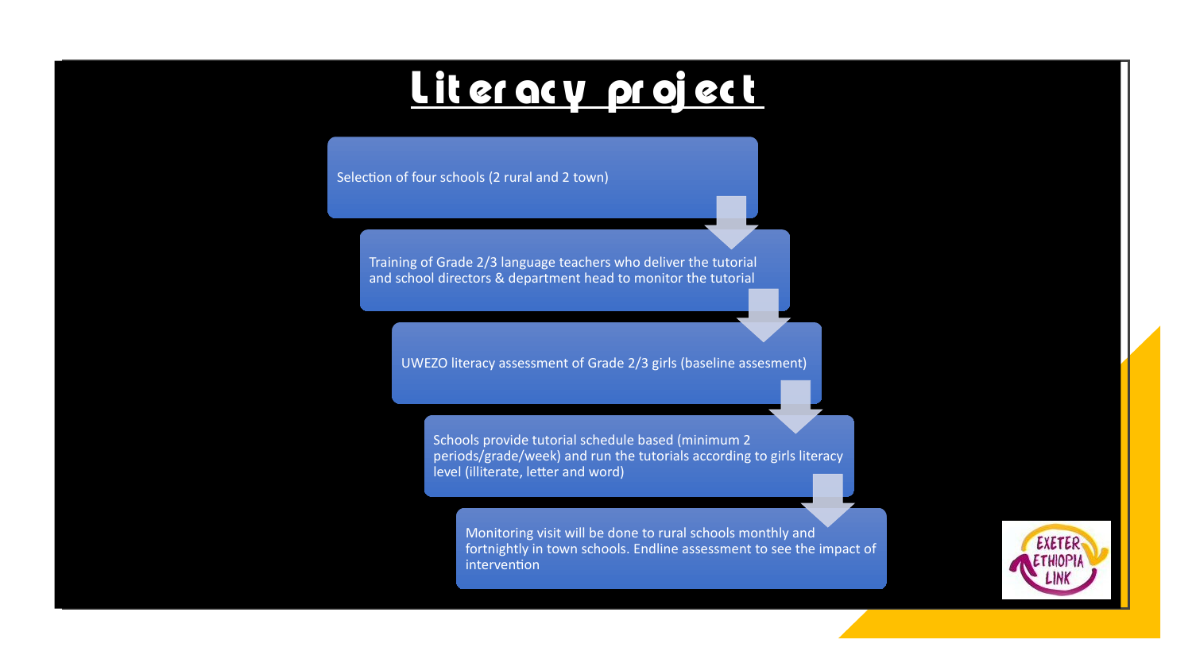# Literacy project

1. Selection of four schools (2 rural and 2 town)
2. Training of Grade 2/3 language teachers who deliver the tutorial and school directors & department head to monitor the tutorial
3. UWEZO literacy assessment of Grade 2/3 girls (baseline assesment)
4. Schools provide tutorial schedule based (minimum 2 periods/grade/week) and run the tutorials according to girls literacy level (illiterate, letter and word)
5. Monitoring visit will be done to rural schools monthly and fortnightly in town schools. Endline assessment to see the impact of intervention

EXETER ETHIOPIA LINK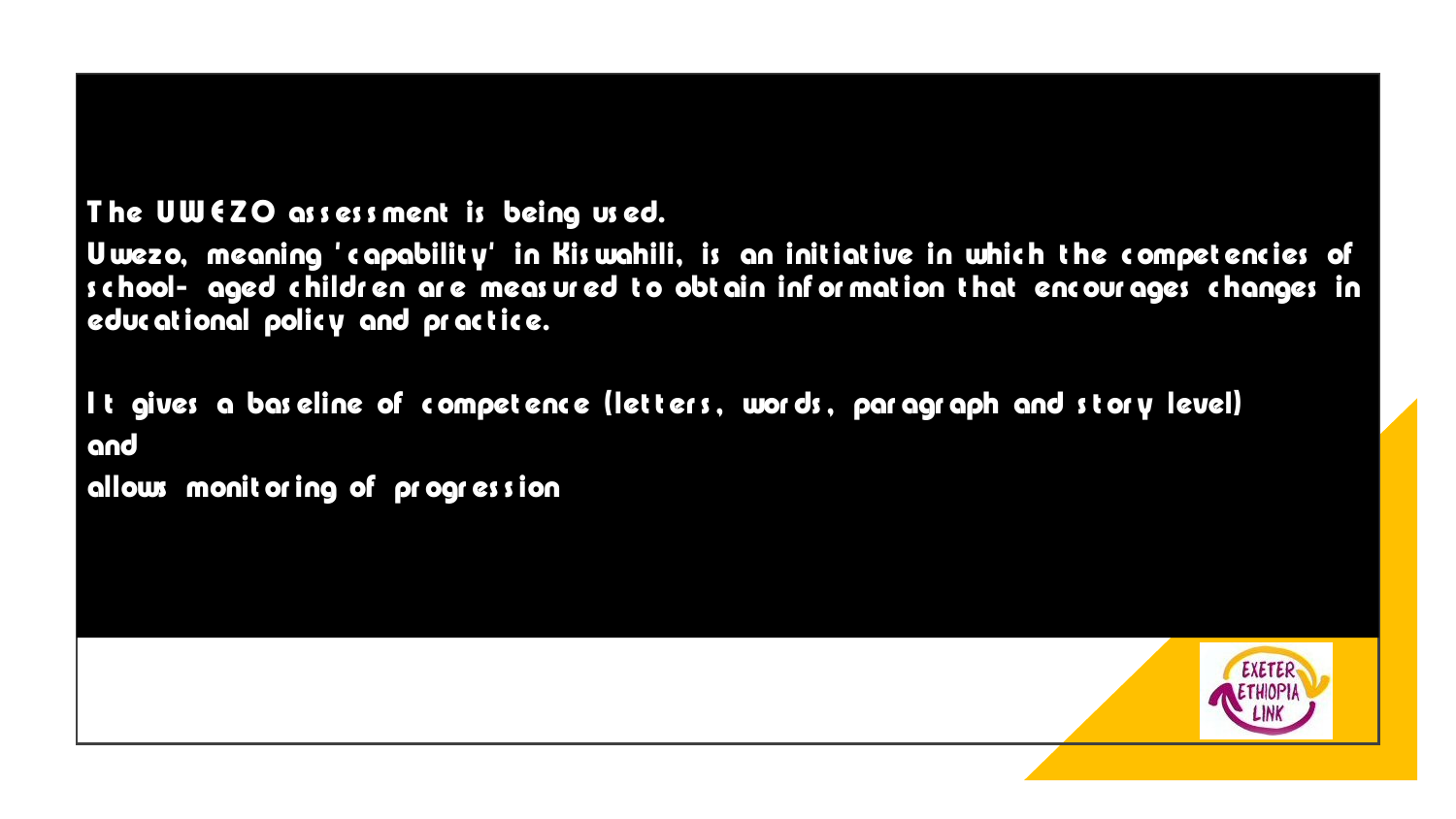The UWEZO assessment is being used.

Uwezo, meaning 'capability' in Kiswahili, is an initiative in which the competencies of school- aged children are measured to obtain information that encourages changes in educational policy and practice.

It gives a baseline of competence (letters, words, paragraph and story level) and allows monitoring of progression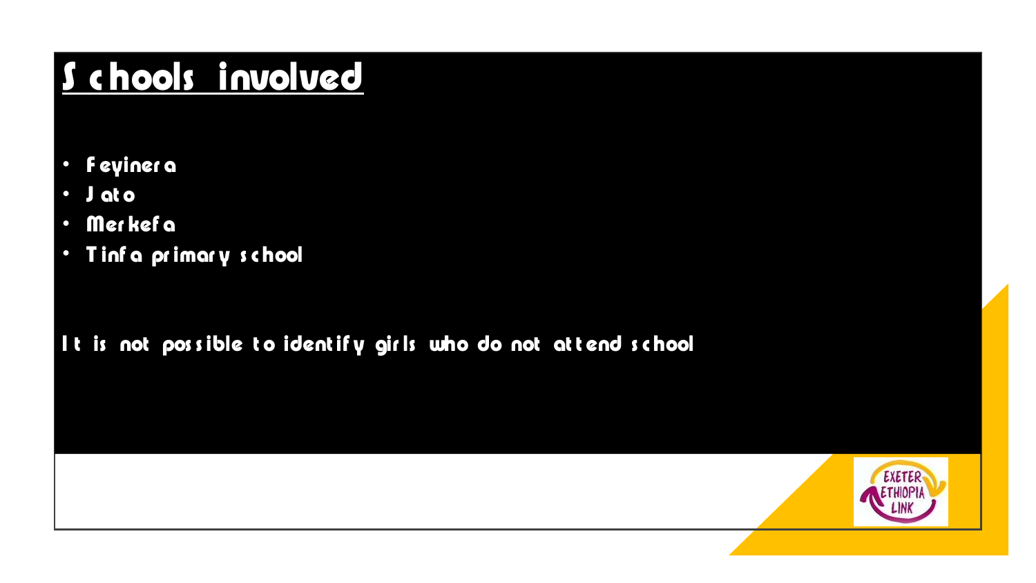# Schools involved

- Feyinera
- Jato
- Merkefa
- Tinfa primary school

It is not possible to identify girls who do not attend school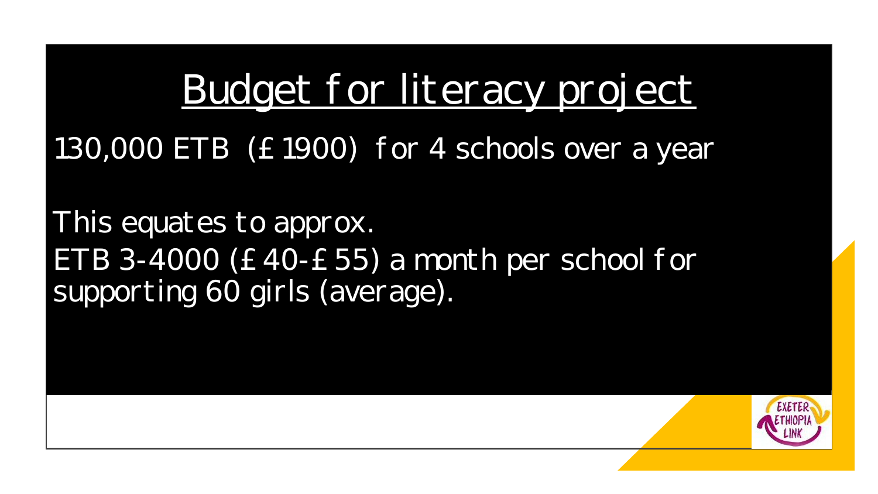# Budget for literacy project

130,000 ETB (£1900) for 4 schools over a year

This equates to approx.
ETB 3-4000 (£40-£55) a month per school for supporting 60 girls (average).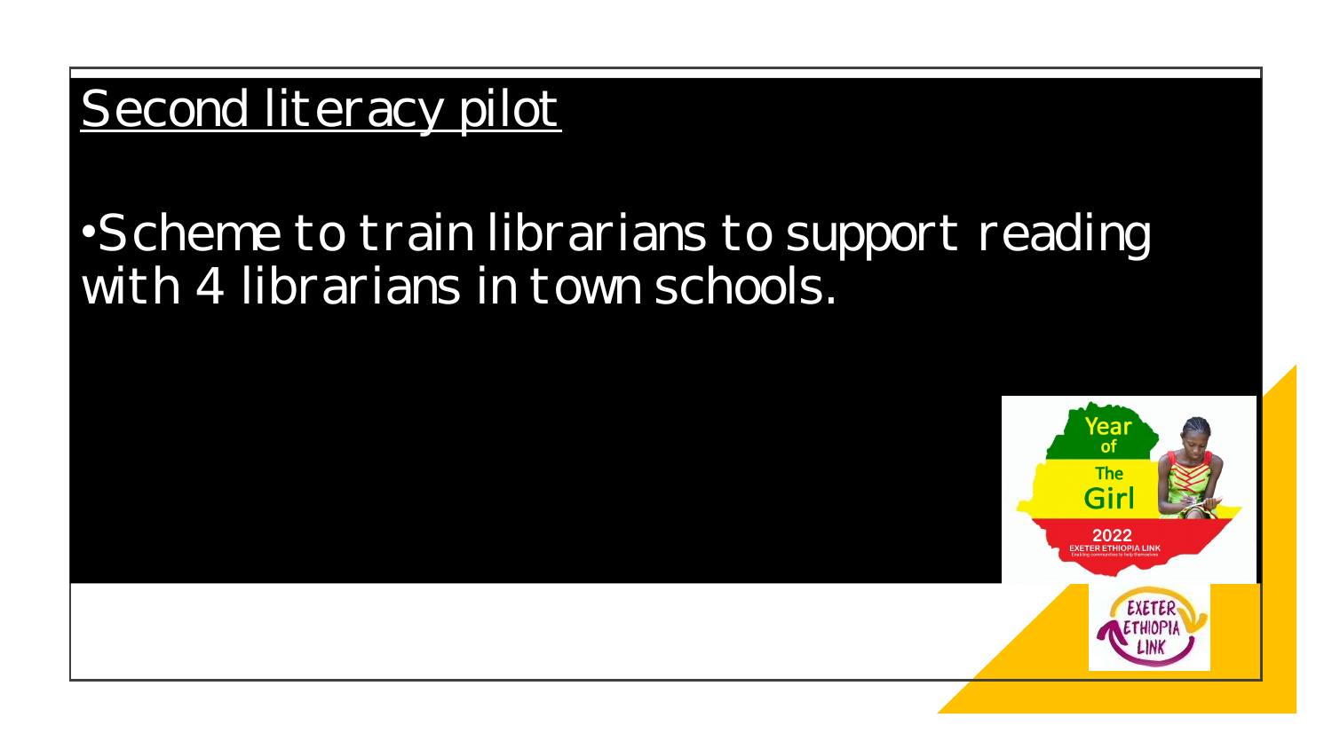## Second literacy pilot

- Scheme to train librarians to support reading with 4 librarians in town schools.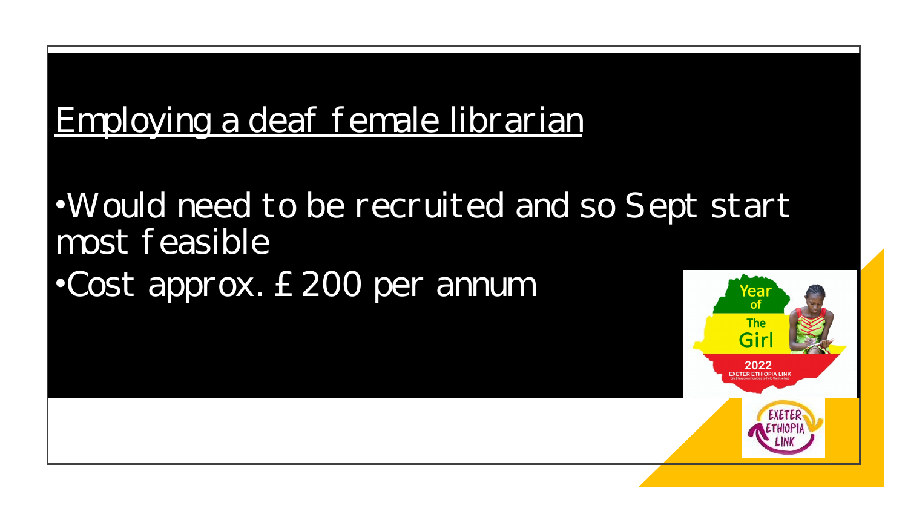## Employing a deaf female librarian

- Would need to be recruited and so Sept start most feasible
- Cost approx. £200 per annum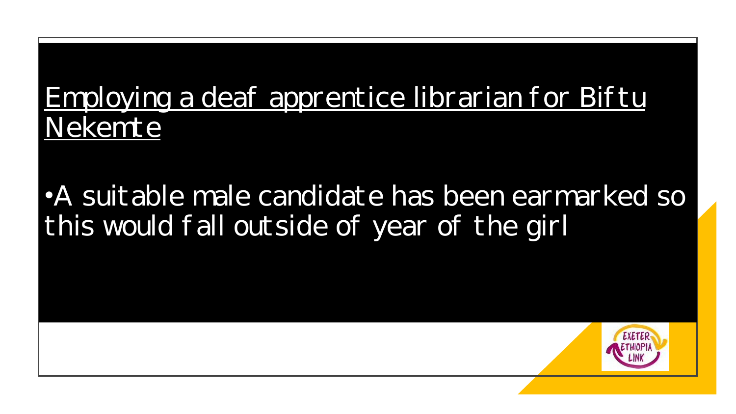## Employing a deaf apprentice librarian for Biftu Nekemte

- A suitable male candidate has been earmarked so this would fall outside of year of the girl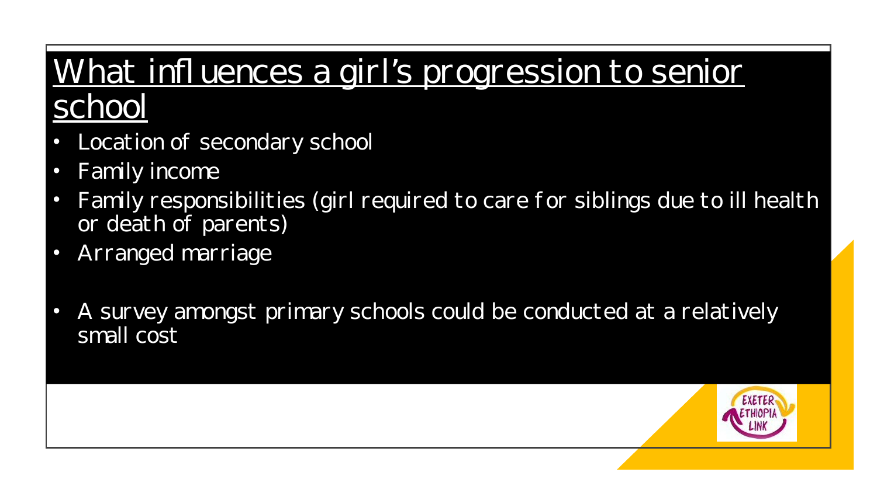# What influences a girl's progression to senior school

- Location of secondary school
- Family income
- Family responsibilities (girl required to care for siblings due to ill health or death of parents)
- Arranged marriage

- A survey amongst primary schools could be conducted at a relatively small cost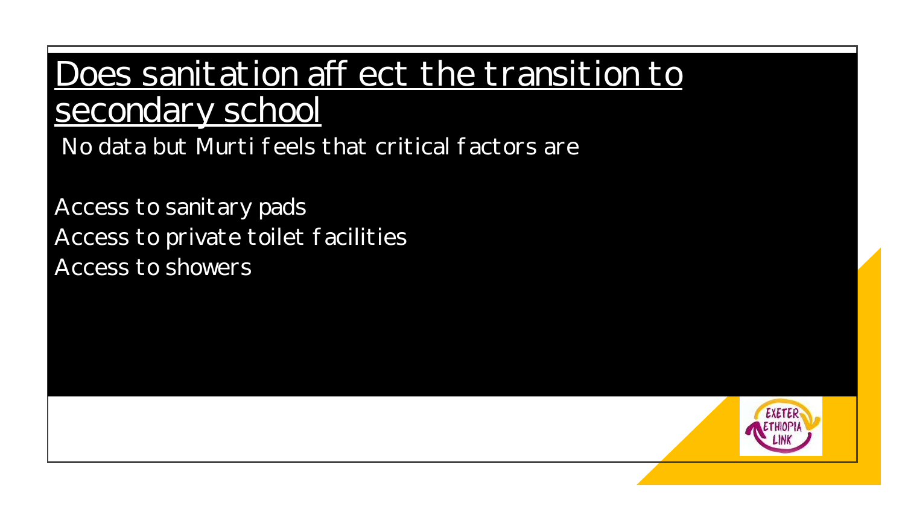# Does sanitation affect the transition to secondary school

No data but Murti feels that critical factors are

Access to sanitary pads
Access to private toilet facilities
Access to showers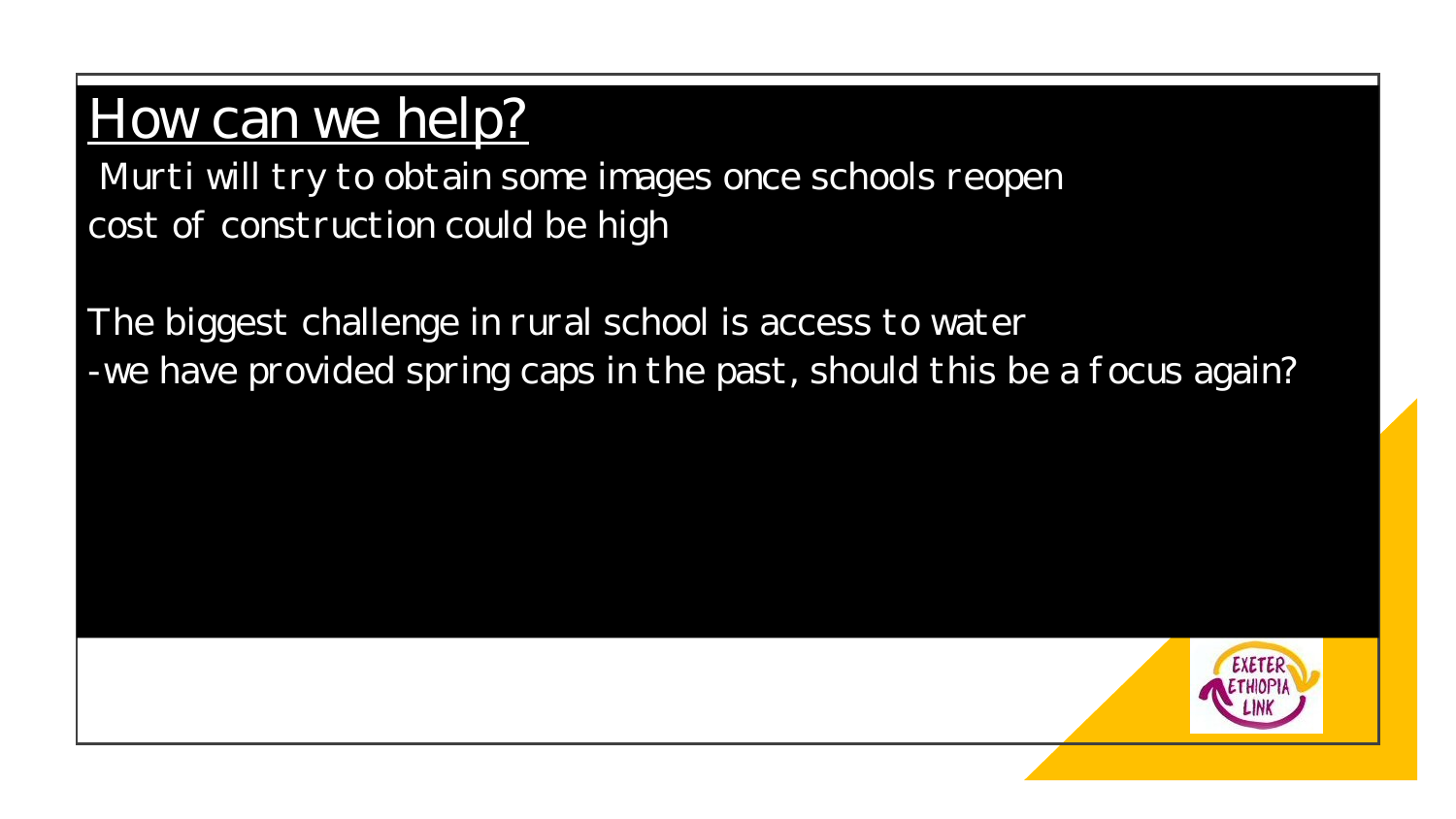# How can we help?

Murti will try to obtain some images once schools reopen
cost of construction could be high

The biggest challenge in rural school is access to water
-we have provided spring caps in the past, should this be a focus again?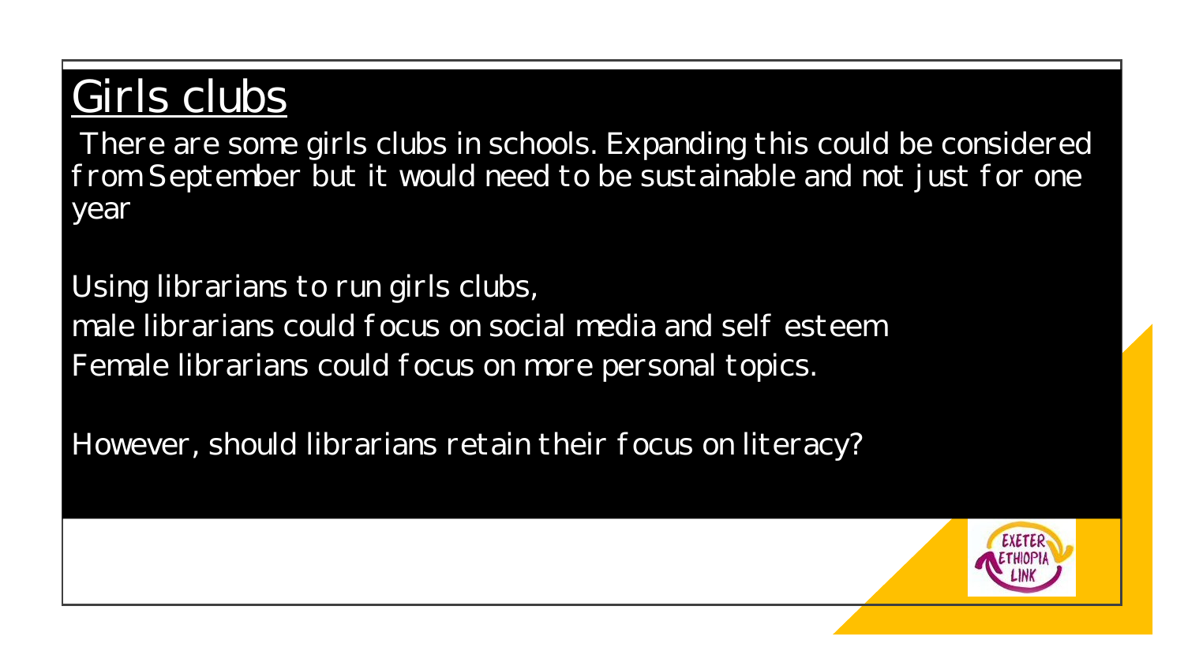# Girls clubs

There are some girls clubs in schools. Expanding this could be considered from September but it would need to be sustainable and not just for one year

Using librarians to run girls clubs,
male librarians could focus on social media and self esteem
Female librarians could focus on more personal topics.

However, should librarians retain their focus on literacy?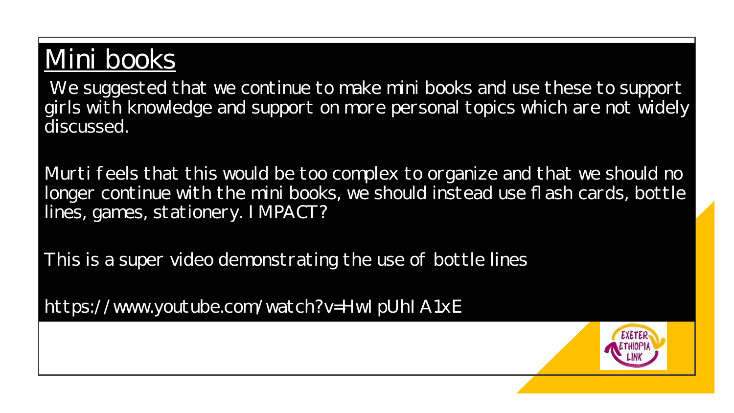# Mini books

We suggested that we continue to make mini books and use these to support girls with knowledge and support on more personal topics which are not widely discussed.

Murti feels that this would be too complex to organize and that we should no longer continue with the mini books, we should instead use flash cards, bottle lines, games, stationery. IMPACT?

This is a super video demonstrating the use of bottle lines

https://www.youtube.com/watch?v=HwIpUhIA1xE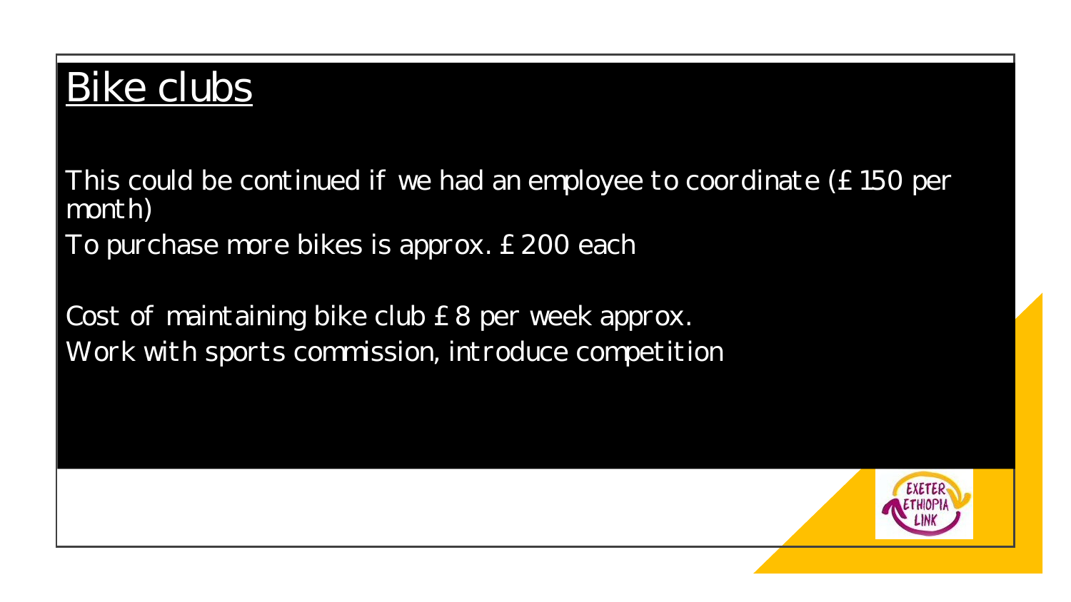# Bike clubs

This could be continued if we had an employee to coordinate (£150 per month)

To purchase more bikes is approx. £200 each

Cost of maintaining bike club £8 per week approx.

Work with sports commission, introduce competition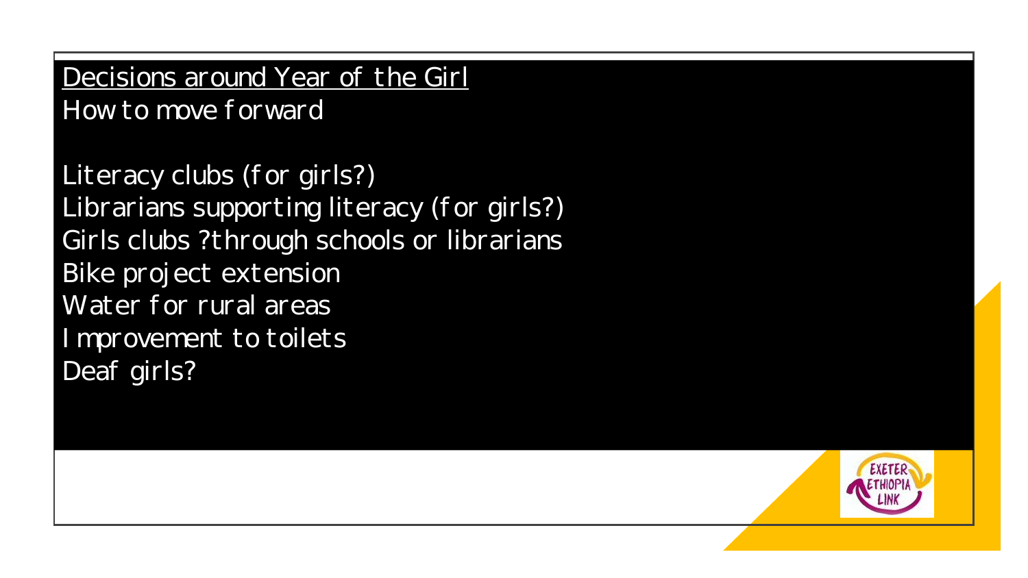Decisions around Year of the Girl

How to move forward

Literacy clubs (for girls?)
Librarians supporting literacy (for girls?)
Girls clubs ?through schools or librarians
Bike project extension
Water for rural areas
Improvement to toilets
Deaf girls?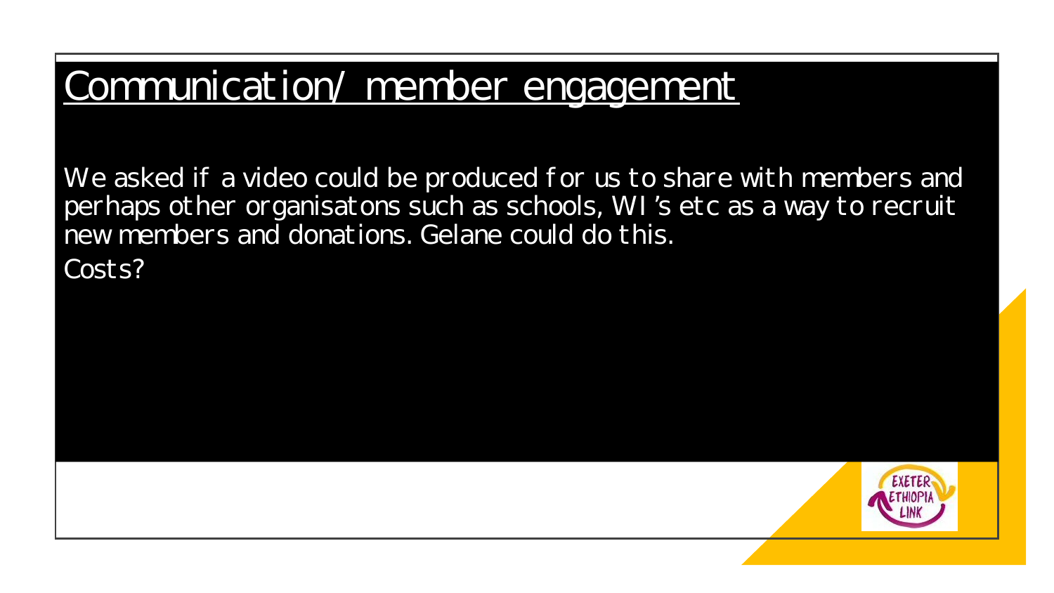# Communication/ member engagement

We asked if a video could be produced for us to share with members and perhaps other organisatons such as schools, WI's etc as a way to recruit new members and donations. Gelane could do this.

Costs?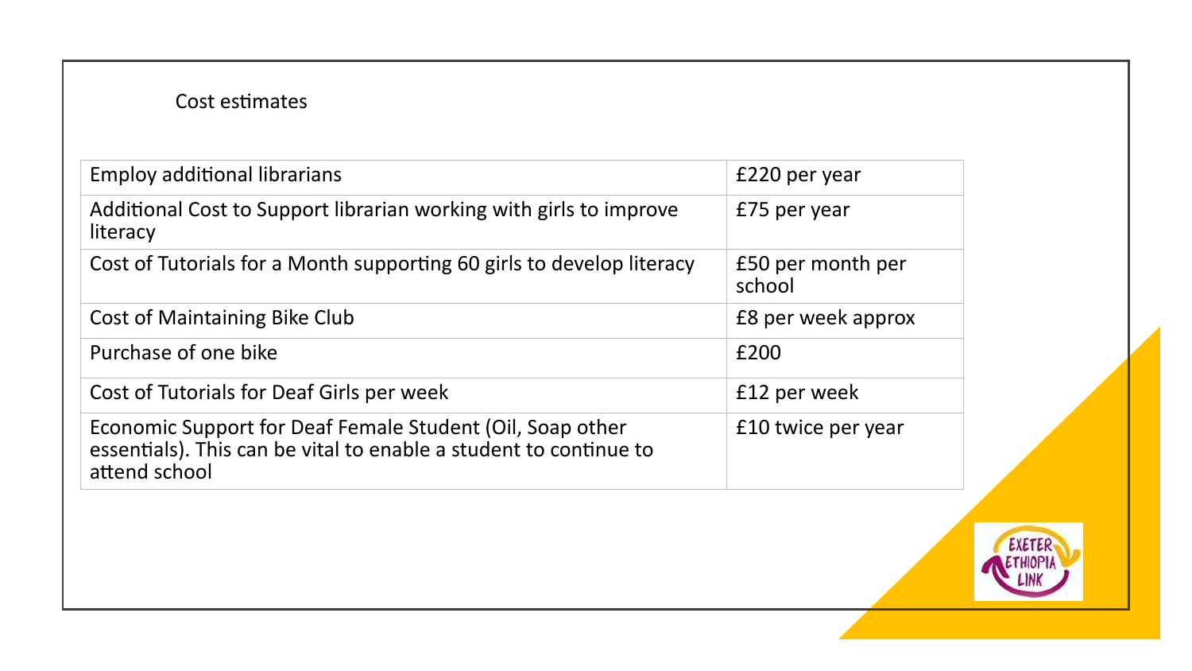Cost estimates

| | |
|---|---|
| Employ additional librarians | £220 per year |
| Additional Cost to Support librarian working with girls to improve literacy | £75 per year |
| Cost of Tutorials for a Month supporting 60 girls to develop literacy | £50 per month per school |
| Cost of Maintaining Bike Club | £8 per week approx |
| Purchase of one bike | £200 |
| Cost of Tutorials for Deaf Girls per week | £12 per week |
| Economic Support for Deaf Female Student (Oil, Soap other essentials). This can be vital to enable a student to continue to attend school | £10 twice per year |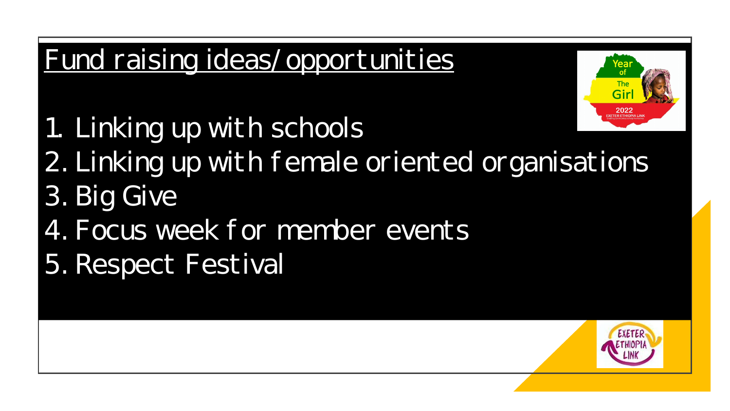# Fund raising ideas/opportunities

1. Linking up with schools
2. Linking up with female oriented organisations
3. Big Give
4. Focus week for member events
5. Respect Festival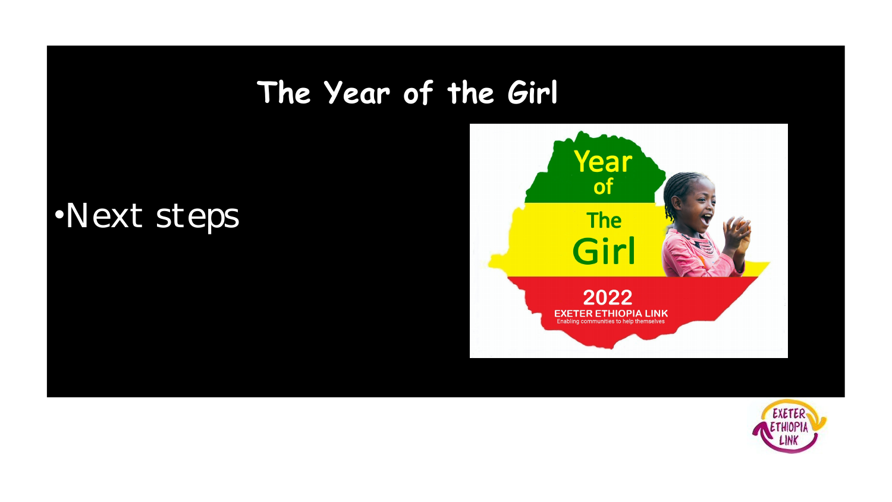# The Year of the Girl

- Next steps